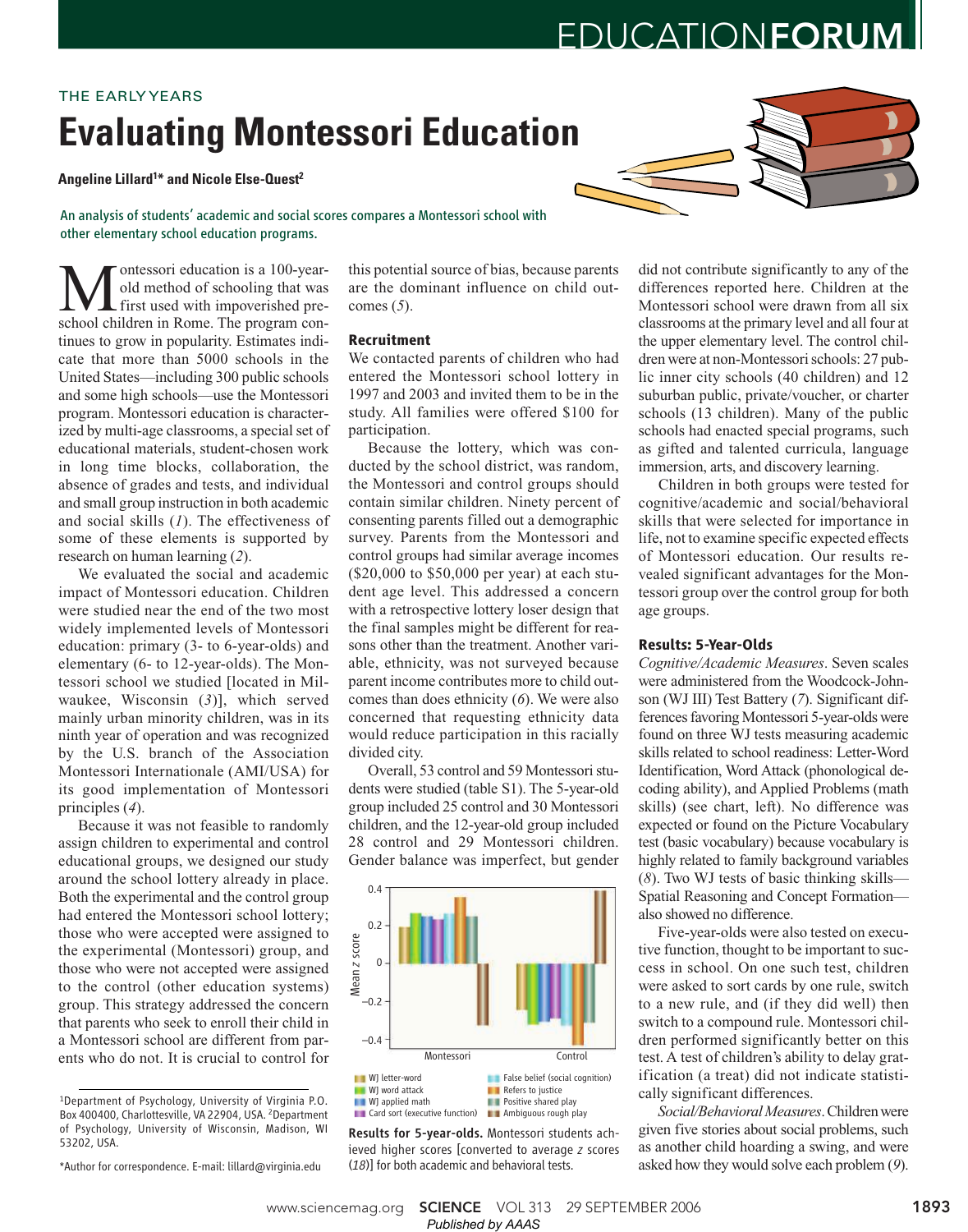EDUCATION**FORUM**

THE EARLY YEARS

# Evaluating Montessori Education

**Angeline Lillard[1]* and Nicole Else-Quest[2]**

An analysis of students' academic and social scores compares a Montessori school with other elementary school education programs.

Montessori education is a 100-year-old method of schooling that was first used with impoverished preschool children in Rome. The program continues to grow in popularity. Estimates indicate that more than 5000 schools in the United States—including 300 public schools and some high schools—use the Montessori program. Montessori education is characterized by multi-age classrooms, a special set of educational materials, student-chosen work in long time blocks, collaboration, the absence of grades and tests, and individual and small group instruction in both academic and social skills (*1*). The effectiveness of some of these elements is supported by research on human learning (*2*).

We evaluated the social and academic impact of Montessori education. Children were studied near the end of the two most widely implemented levels of Montessori education: primary (3- to 6-year-olds) and elementary (6- to 12-year-olds). The Montessori school we studied [located in Milwaukee, Wisconsin (*3*)], which served mainly urban minority children, was in its ninth year of operation and was recognized by the U.S. branch of the Association Montessori Internationale (AMI/USA) for its good implementation of Montessori principles (*4*).

Because it was not feasible to randomly assign children to experimental and control educational groups, we designed our study around the school lottery already in place. Both the experimental and the control group had entered the Montessori school lottery; those who were accepted were assigned to the experimental (Montessori) group, and those who were not accepted were assigned to the control (other education systems) group. This strategy addressed the concern that parents who seek to enroll their child in a Montessori school are different from parents who do not. It is crucial to control for this potential source of bias, because parents are the dominant influence on child outcomes (*5*).

### Recruitment

We contacted parents of children who had entered the Montessori school lottery in 1997 and 2003 and invited them to be in the study. All families were offered $100 for participation.

Because the lottery, which was conducted by the school district, was random, the Montessori and control groups should contain similar children. Ninety percent of consenting parents filled out a demographic survey. Parents from the Montessori and control groups had similar average incomes ($20,000 to $50,000 per year) at each student age level. This addressed a concern with a retrospective lottery loser design that the final samples might be different for reasons other than the treatment. Another variable, ethnicity, was not surveyed because parent income contributes more to child outcomes than does ethnicity (*6*). We were also concerned that requesting ethnicity data would reduce participation in this racially divided city.

Overall, 53 control and 59 Montessori students were studied (table S1). The 5-year-old group included 25 control and 30 Montessori children, and the 12-year-old group included 28 control and 29 Montessori children. Gender balance was imperfect, but gender did not contribute significantly to any of the differences reported here. Children at the Montessori school were drawn from all six classrooms at the primary level and all four at the upper elementary level. The control children were at non-Montessori schools: 27 public inner city schools (40 children) and 12 suburban public, private/voucher, or charter schools (13 children). Many of the public schools had enacted special programs, such as gifted and talented curricula, language immersion, arts, and discovery learning.

Children in both groups were tested for cognitive/academic and social/behavioral skills that were selected for importance in life, not to examine specific expected effects of Montessori education. Our results revealed significant advantages for the Montessori group over the control group for both age groups.

**Results for 5-year-olds.** Montessori students achieved higher scores [converted to average *z* scores (*18*)] for both academic and behavioral tests.

### Results: 5-Year-Olds

*Cognitive/Academic Measures*. Seven scales were administered from the Woodcock-Johnson (WJ III) Test Battery (*7*). Significant differences favoring Montessori 5-year-olds were found on three WJ tests measuring academic skills related to school readiness: Letter-Word Identification, Word Attack (phonological decoding ability), and Applied Problems (math skills) (see chart, left). No difference was expected or found on the Picture Vocabulary test (basic vocabulary) because vocabulary is highly related to family background variables (*8*). Two WJ tests of basic thinking skills—Spatial Reasoning and Concept Formation—also showed no difference.

Five-year-olds were also tested on executive function, thought to be important to success in school. On one such test, children were asked to sort cards by one rule, switch to a new rule, and (if they did well) then switch to a compound rule. Montessori children performed significantly better on this test. A test of children's ability to delay gratification (a treat) did not indicate statistically significant differences.

*Social/Behavioral Measures*. Children were given five stories about social problems, such as another child hoarding a swing, and were asked how they would solve each problem (*9*).

[1]Department of Psychology, University of Virginia P.O. Box 400400, Charlottesville, VA 22904, USA. [2]Department of Psychology, University of Wisconsin, Madison, WI 53202, USA.

*Author for correspondence. E-mail: lillard@virginia.edu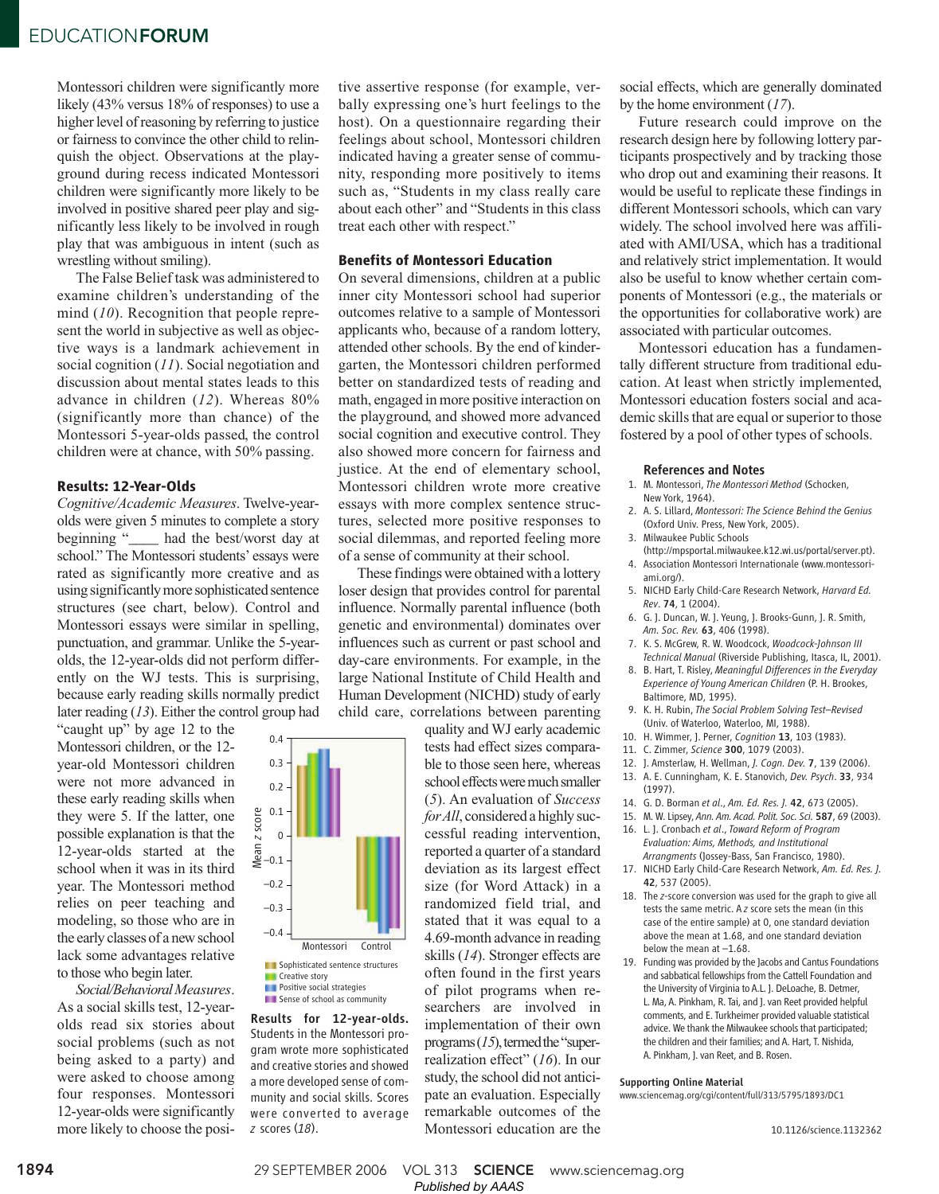Montessori children were significantly more likely (43% versus 18% of responses) to use a higher level of reasoning by referring to justice or fairness to convince the other child to relinquish the object. Observations at the playground during recess indicated Montessori children were significantly more likely to be involved in positive shared peer play and significantly less likely to be involved in rough play that was ambiguous in intent (such as wrestling without smiling).

The False Belief task was administered to examine children's understanding of the mind (*10*). Recognition that people represent the world in subjective as well as objective ways is a landmark achievement in social cognition (*11*). Social negotiation and discussion about mental states leads to this advance in children (*12*). Whereas 80% (significantly more than chance) of the Montessori 5-year-olds passed, the control children were at chance, with 50% passing.

### Results: 12-Year-Olds

*Cognitive/Academic Measures*. Twelve-year-olds were given 5 minutes to complete a story beginning "____ had the best/worst day at school." The Montessori students' essays were rated as significantly more creative and as using significantly more sophisticated sentence structures (see chart, below). Control and Montessori essays were similar in spelling, punctuation, and grammar. Unlike the 5-year-olds, the 12-year-olds did not perform differently on the WJ tests. This is surprising, because early reading skills normally predict later reading (*13*). Either the control group had "caught up" by age 12 to the Montessori children, or the 12-year-old Montessori children were not more advanced in these early reading skills when they were 5. If the latter, one possible explanation is that the 12-year-olds started at the school when it was in its third year. The Montessori method relies on peer teaching and modeling, so those who are in the early classes of a new school lack some advantages relative to those who begin later.

*Social/Behavioral Measures*. As a social skills test, 12-year-olds read six stories about social problems (such as not being asked to a party) and were asked to choose among four responses. Montessori 12-year-olds were significantly more likely to choose the positive assertive response (for example, verbally expressing one's hurt feelings to the host). On a questionnaire regarding their feelings about school, Montessori children indicated having a greater sense of community, responding more positively to items such as, "Students in my class really care about each other" and "Students in this class treat each other with respect."

0.4
0.3
0.2
0.1
0
−0.1
−0.2
−0.3
−0.4
Mean z score
Montessori
Control
Sophisticated sentence structures
Creative story
Positive social strategies
Sense of school as community

**Results for 12-year-olds.** Students in the Montessori program wrote more sophisticated and creative stories and showed a more developed sense of community and social skills. Scores were converted to average *z* scores (*18*).

### Benefits of Montessori Education

On several dimensions, children at a public inner city Montessori school had superior outcomes relative to a sample of Montessori applicants who, because of a random lottery, attended other schools. By the end of kindergarten, the Montessori children performed better on standardized tests of reading and math, engaged in more positive interaction on the playground, and showed more advanced social cognition and executive control. They also showed more concern for fairness and justice. At the end of elementary school, Montessori children wrote more creative essays with more complex sentence structures, selected more positive responses to social dilemmas, and reported feeling more of a sense of community at their school.

These findings were obtained with a lottery loser design that provides control for parental influence. Normally parental influence (both genetic and environmental) dominates over influences such as current or past school and day-care environments. For example, in the large National Institute of Child Health and Human Development (NICHD) study of early child care, correlations between parenting quality and WJ early academic tests had effect sizes comparable to those seen here, whereas school effects were much smaller (*5*). An evaluation of *Success for All*, considered a highly successful reading intervention, reported a quarter of a standard deviation as its largest effect size (for Word Attack) in a randomized field trial, and stated that it was equal to a 4.69-month advance in reading skills (*14*). Stronger effects are often found in the first years of pilot programs when researchers are involved in implementation of their own programs (*15*), termed the "superrealization effect" (*16*). In our study, the school did not anticipate an evaluation. Especially remarkable outcomes of the Montessori education are the social effects, which are generally dominated by the home environment (*17*).

Future research could improve on the research design here by following lottery participants prospectively and by tracking those who drop out and examining their reasons. It would be useful to replicate these findings in different Montessori schools, which can vary widely. The school involved here was affiliated with AMI/USA, which has a traditional and relatively strict implementation. It would also be useful to know whether certain components of Montessori (e.g., the materials or the opportunities for collaborative work) are associated with particular outcomes.

Montessori education has a fundamentally different structure from traditional education. At least when strictly implemented, Montessori education fosters social and academic skills that are equal or superior to those fostered by a pool of other types of schools.

### References and Notes

1. M. Montessori, *The Montessori Method* (Schocken, New York, 1964).
2. A. S. Lillard, *Montessori: The Science Behind the Genius* (Oxford Univ. Press, New York, 2005).
3. Milwaukee Public Schools (http://mpsportal.milwaukee.k12.wi.us/portal/server.pt).
4. Association Montessori Internationale (www.montessori-ami.org/).
5. NICHD Early Child-Care Research Network, *Harvard Ed. Rev*. **74**, 1 (2004).
6. G. J. Duncan, W. J. Yeung, J. Brooks-Gunn, J. R. Smith, *Am. Soc. Rev.* **63**, 406 (1998).
7. K. S. McGrew, R. W. Woodcock, *Woodcock-Johnson III Technical Manual* (Riverside Publishing, Itasca, IL, 2001).
8. B. Hart, T. Risley, *Meaningful Differences in the Everyday Experience of Young American Children* (P. H. Brookes, Baltimore, MD, 1995).
9. K. H. Rubin, *The Social Problem Solving Test–Revised* (Univ. of Waterloo, Waterloo, MI, 1988).
10. H. Wimmer, J. Perner, *Cognition* **13**, 103 (1983).
11. C. Zimmer, *Science* **300**, 1079 (2003).
12. J. Amsterlaw, H. Wellman, *J. Cogn. Dev.* **7**, 139 (2006).
13. A. E. Cunningham, K. E. Stanovich, *Dev. Psych*. **33**, 934 (1997).
14. G. D. Borman *et al*., *Am. Ed. Res. J.* **42**, 673 (2005).
15. M. W. Lipsey, *Ann. Am. Acad. Polit. Soc. Sci.* **587**, 69 (2003).
16. L. J. Cronbach *et al*., *Toward Reform of Program Evaluation: Aims, Methods, and Institutional Arrangements* (Jossey-Bass, San Francisco, 1980).
17. NICHD Early Child-Care Research Network, *Am. Ed. Res. J.* **42**, 537 (2005).
18. The *z*-score conversion was used for the graph to give all tests the same metric. A *z* score sets the mean (in this case of the entire sample) at 0, one standard deviation above the mean at 1.68, and one standard deviation below the mean at –1.68.
19. Funding was provided by the Jacobs and Cantus Foundations and sabbatical fellowships from the Cattell Foundation and the University of Virginia to A.L. J. DeLoache, B. Detmer, L. Ma, A. Pinkham, R. Tai, and J. van Reet provided helpful comments, and E. Turkheimer provided valuable statistical advice. We thank the Milwaukee schools that participated; the children and their families; and A. Hart, T. Nishida, A. Pinkham, J. van Reet, and B. Rosen.

**Supporting Online Material**
www.sciencemag.org/cgi/content/full/313/5795/1893/DC1

10.1126/science.1132362